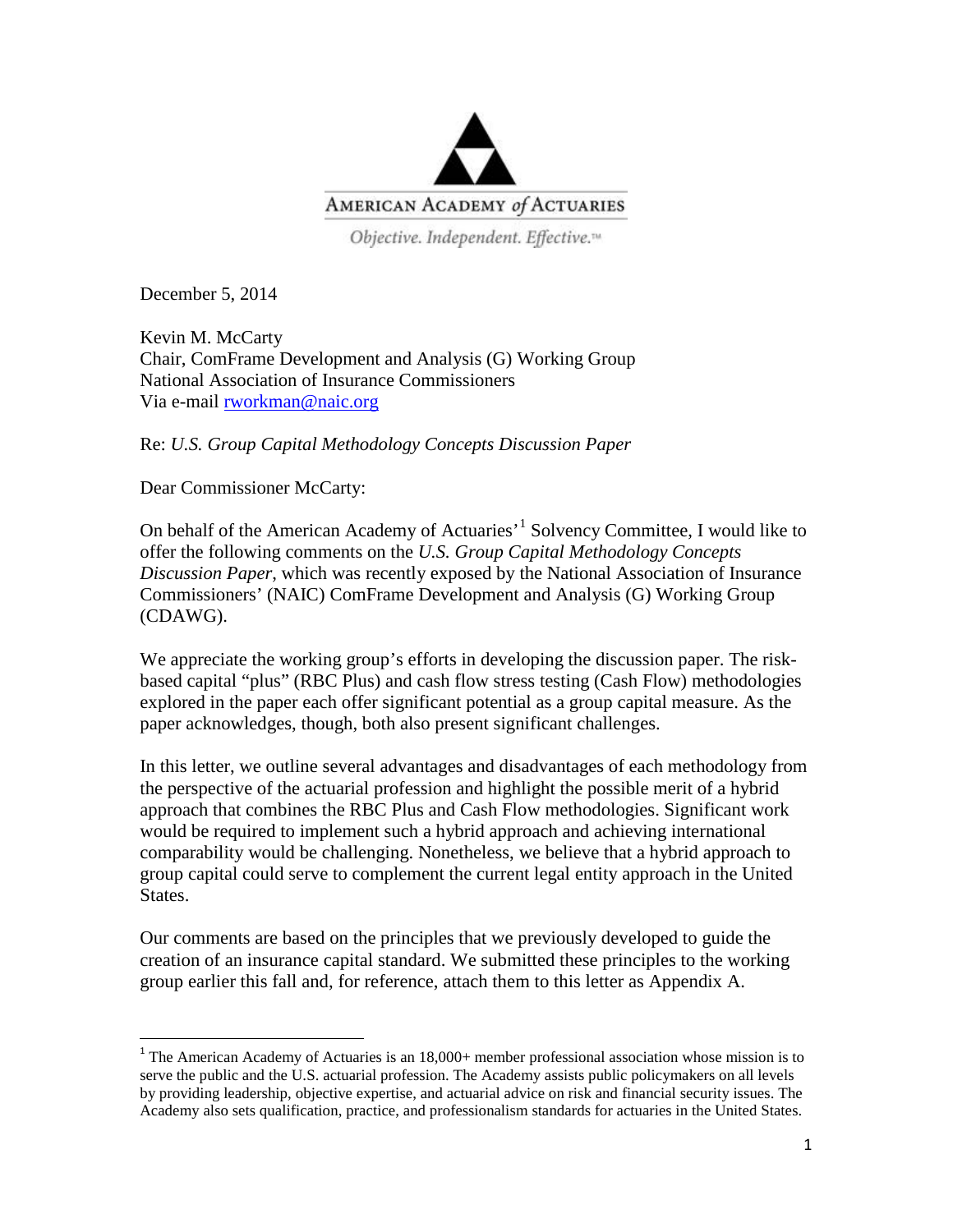AMERICAN ACADEMY *of* ACTUARIES

*Objective. Independent. Effective.*™

December 5, 2014

Kevin M. McCarty
Chair, ComFrame Development and Analysis (G) Working Group
National Association of Insurance Commissioners
Via e-mail rworkman@naic.org

Re: *U.S. Group Capital Methodology Concepts Discussion Paper*

Dear Commissioner McCarty:

On behalf of the American Academy of Actuaries'[1] Solvency Committee, I would like to offer the following comments on the *U.S. Group Capital Methodology Concepts Discussion Paper*, which was recently exposed by the National Association of Insurance Commissioners' (NAIC) ComFrame Development and Analysis (G) Working Group (CDAWG).

We appreciate the working group's efforts in developing the discussion paper. The risk-based capital "plus" (RBC Plus) and cash flow stress testing (Cash Flow) methodologies explored in the paper each offer significant potential as a group capital measure. As the paper acknowledges, though, both also present significant challenges.

In this letter, we outline several advantages and disadvantages of each methodology from the perspective of the actuarial profession and highlight the possible merit of a hybrid approach that combines the RBC Plus and Cash Flow methodologies. Significant work would be required to implement such a hybrid approach and achieving international comparability would be challenging. Nonetheless, we believe that a hybrid approach to group capital could serve to complement the current legal entity approach in the United States.

Our comments are based on the principles that we previously developed to guide the creation of an insurance capital standard. We submitted these principles to the working group earlier this fall and, for reference, attach them to this letter as Appendix A.

[1] The American Academy of Actuaries is an 18,000+ member professional association whose mission is to serve the public and the U.S. actuarial profession. The Academy assists public policymakers on all levels by providing leadership, objective expertise, and actuarial advice on risk and financial security issues. The Academy also sets qualification, practice, and professionalism standards for actuaries in the United States.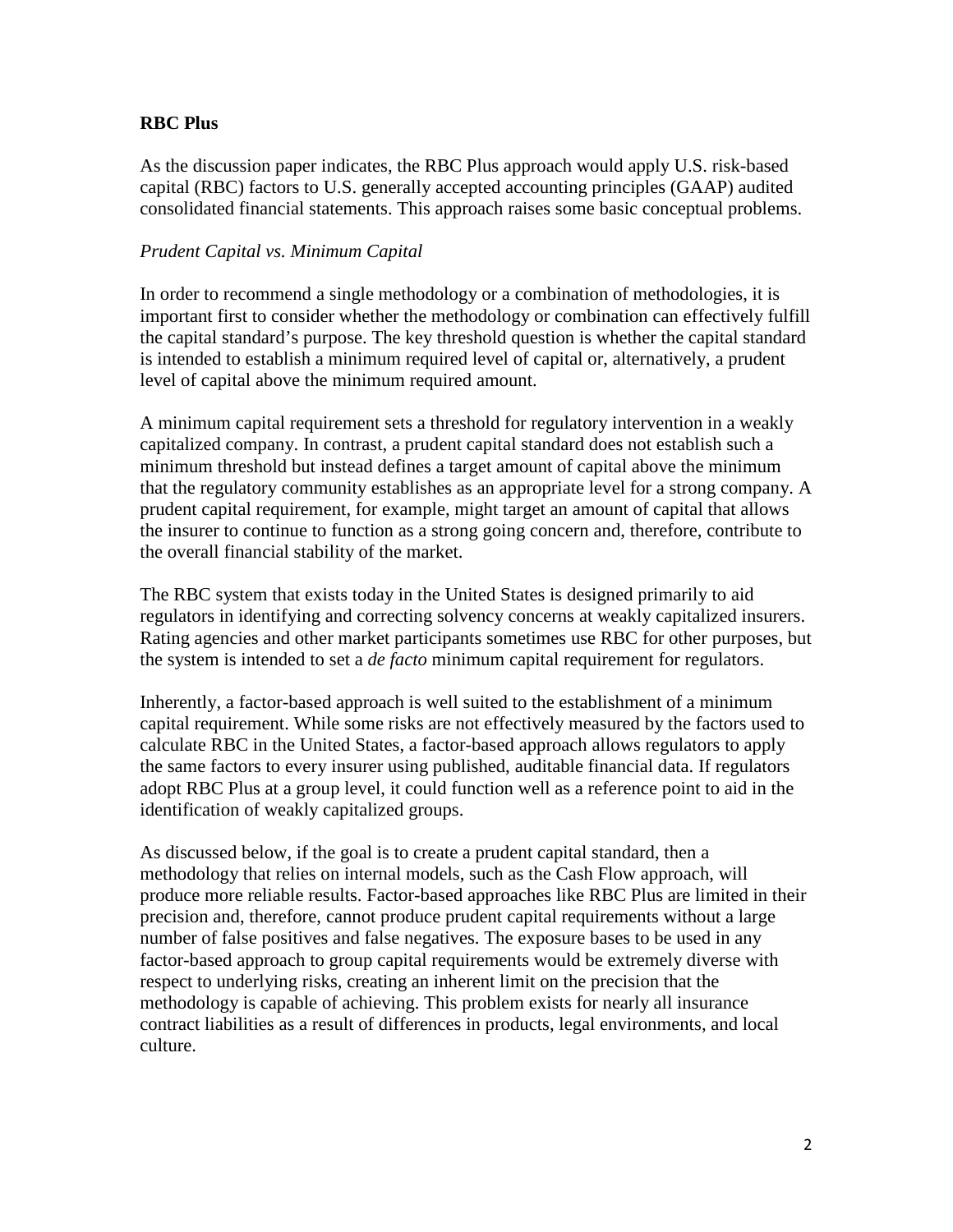**RBC Plus**

As the discussion paper indicates, the RBC Plus approach would apply U.S. risk-based capital (RBC) factors to U.S. generally accepted accounting principles (GAAP) audited consolidated financial statements. This approach raises some basic conceptual problems.

*Prudent Capital vs. Minimum Capital*

In order to recommend a single methodology or a combination of methodologies, it is important first to consider whether the methodology or combination can effectively fulfill the capital standard's purpose. The key threshold question is whether the capital standard is intended to establish a minimum required level of capital or, alternatively, a prudent level of capital above the minimum required amount.

A minimum capital requirement sets a threshold for regulatory intervention in a weakly capitalized company. In contrast, a prudent capital standard does not establish such a minimum threshold but instead defines a target amount of capital above the minimum that the regulatory community establishes as an appropriate level for a strong company. A prudent capital requirement, for example, might target an amount of capital that allows the insurer to continue to function as a strong going concern and, therefore, contribute to the overall financial stability of the market.

The RBC system that exists today in the United States is designed primarily to aid regulators in identifying and correcting solvency concerns at weakly capitalized insurers. Rating agencies and other market participants sometimes use RBC for other purposes, but the system is intended to set a *de facto* minimum capital requirement for regulators.

Inherently, a factor-based approach is well suited to the establishment of a minimum capital requirement. While some risks are not effectively measured by the factors used to calculate RBC in the United States, a factor-based approach allows regulators to apply the same factors to every insurer using published, auditable financial data. If regulators adopt RBC Plus at a group level, it could function well as a reference point to aid in the identification of weakly capitalized groups.

As discussed below, if the goal is to create a prudent capital standard, then a methodology that relies on internal models, such as the Cash Flow approach, will produce more reliable results. Factor-based approaches like RBC Plus are limited in their precision and, therefore, cannot produce prudent capital requirements without a large number of false positives and false negatives. The exposure bases to be used in any factor-based approach to group capital requirements would be extremely diverse with respect to underlying risks, creating an inherent limit on the precision that the methodology is capable of achieving. This problem exists for nearly all insurance contract liabilities as a result of differences in products, legal environments, and local culture.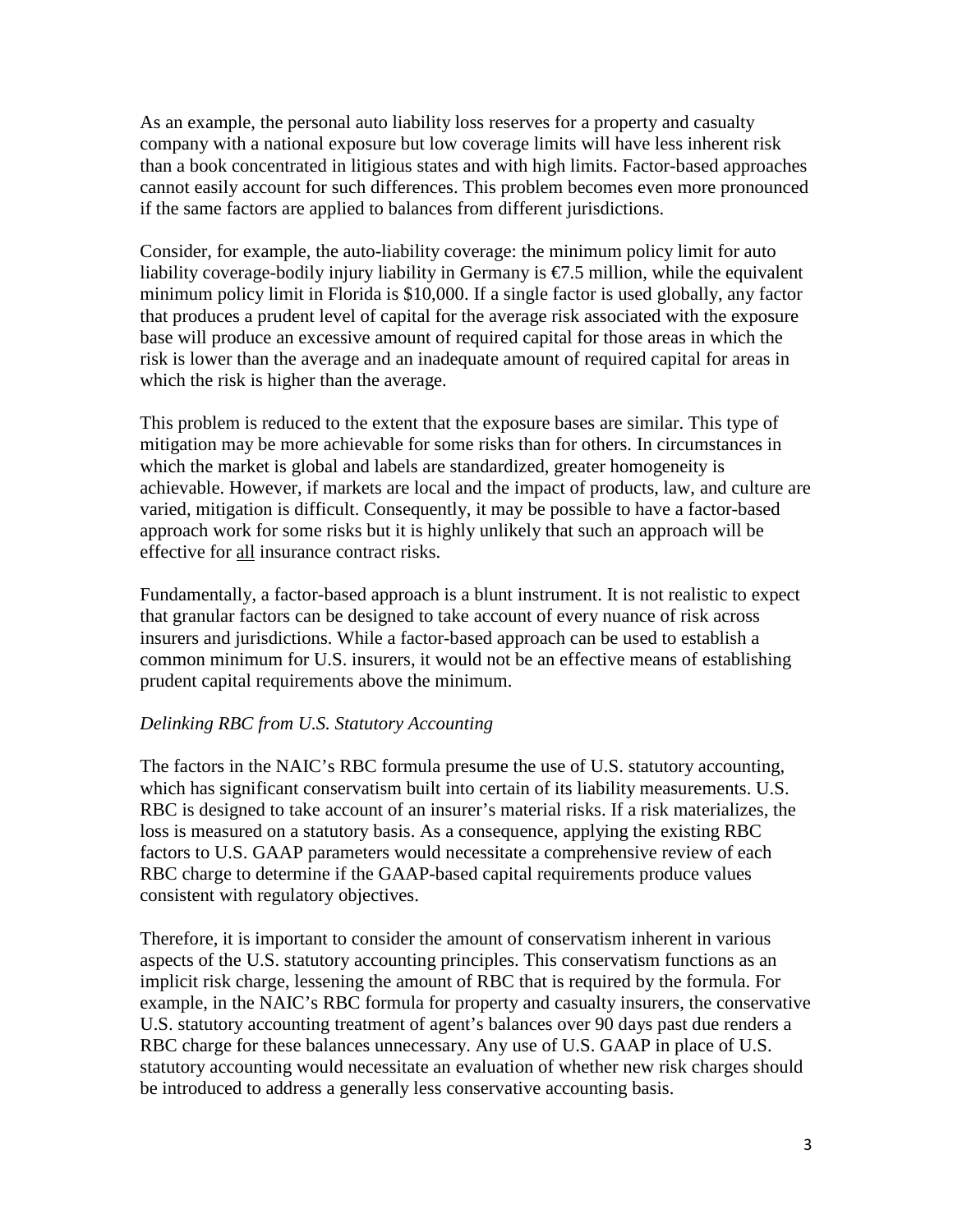As an example, the personal auto liability loss reserves for a property and casualty company with a national exposure but low coverage limits will have less inherent risk than a book concentrated in litigious states and with high limits. Factor-based approaches cannot easily account for such differences. This problem becomes even more pronounced if the same factors are applied to balances from different jurisdictions.

Consider, for example, the auto-liability coverage: the minimum policy limit for auto liability coverage-bodily injury liability in Germany is €7.5 million, while the equivalent minimum policy limit in Florida is $10,000. If a single factor is used globally, any factor that produces a prudent level of capital for the average risk associated with the exposure base will produce an excessive amount of required capital for those areas in which the risk is lower than the average and an inadequate amount of required capital for areas in which the risk is higher than the average.

This problem is reduced to the extent that the exposure bases are similar. This type of mitigation may be more achievable for some risks than for others. In circumstances in which the market is global and labels are standardized, greater homogeneity is achievable. However, if markets are local and the impact of products, law, and culture are varied, mitigation is difficult. Consequently, it may be possible to have a factor-based approach work for some risks but it is highly unlikely that such an approach will be effective for <u>all</u> insurance contract risks.

Fundamentally, a factor-based approach is a blunt instrument. It is not realistic to expect that granular factors can be designed to take account of every nuance of risk across insurers and jurisdictions. While a factor-based approach can be used to establish a common minimum for U.S. insurers, it would not be an effective means of establishing prudent capital requirements above the minimum.

*Delinking RBC from U.S. Statutory Accounting*

The factors in the NAIC's RBC formula presume the use of U.S. statutory accounting, which has significant conservatism built into certain of its liability measurements. U.S. RBC is designed to take account of an insurer's material risks. If a risk materializes, the loss is measured on a statutory basis. As a consequence, applying the existing RBC factors to U.S. GAAP parameters would necessitate a comprehensive review of each RBC charge to determine if the GAAP-based capital requirements produce values consistent with regulatory objectives.

Therefore, it is important to consider the amount of conservatism inherent in various aspects of the U.S. statutory accounting principles. This conservatism functions as an implicit risk charge, lessening the amount of RBC that is required by the formula. For example, in the NAIC's RBC formula for property and casualty insurers, the conservative U.S. statutory accounting treatment of agent's balances over 90 days past due renders a RBC charge for these balances unnecessary. Any use of U.S. GAAP in place of U.S. statutory accounting would necessitate an evaluation of whether new risk charges should be introduced to address a generally less conservative accounting basis.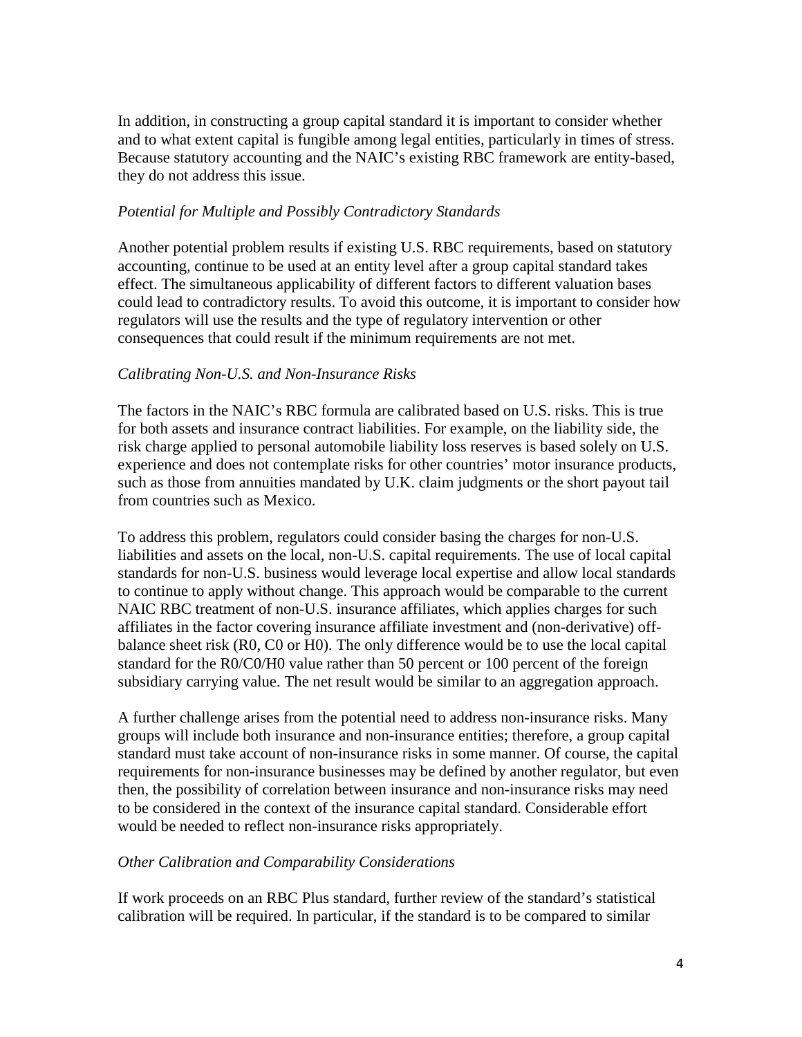In addition, in constructing a group capital standard it is important to consider whether and to what extent capital is fungible among legal entities, particularly in times of stress. Because statutory accounting and the NAIC's existing RBC framework are entity-based, they do not address this issue.

*Potential for Multiple and Possibly Contradictory Standards*

Another potential problem results if existing U.S. RBC requirements, based on statutory accounting, continue to be used at an entity level after a group capital standard takes effect. The simultaneous applicability of different factors to different valuation bases could lead to contradictory results. To avoid this outcome, it is important to consider how regulators will use the results and the type of regulatory intervention or other consequences that could result if the minimum requirements are not met.

*Calibrating Non-U.S. and Non-Insurance Risks*

The factors in the NAIC's RBC formula are calibrated based on U.S. risks. This is true for both assets and insurance contract liabilities. For example, on the liability side, the risk charge applied to personal automobile liability loss reserves is based solely on U.S. experience and does not contemplate risks for other countries' motor insurance products, such as those from annuities mandated by U.K. claim judgments or the short payout tail from countries such as Mexico.

To address this problem, regulators could consider basing the charges for non-U.S. liabilities and assets on the local, non-U.S. capital requirements. The use of local capital standards for non-U.S. business would leverage local expertise and allow local standards to continue to apply without change. This approach would be comparable to the current NAIC RBC treatment of non-U.S. insurance affiliates, which applies charges for such affiliates in the factor covering insurance affiliate investment and (non-derivative) off-balance sheet risk (R0, C0 or H0). The only difference would be to use the local capital standard for the R0/C0/H0 value rather than 50 percent or 100 percent of the foreign subsidiary carrying value. The net result would be similar to an aggregation approach.

A further challenge arises from the potential need to address non-insurance risks. Many groups will include both insurance and non-insurance entities; therefore, a group capital standard must take account of non-insurance risks in some manner. Of course, the capital requirements for non-insurance businesses may be defined by another regulator, but even then, the possibility of correlation between insurance and non-insurance risks may need to be considered in the context of the insurance capital standard. Considerable effort would be needed to reflect non-insurance risks appropriately.

*Other Calibration and Comparability Considerations*

If work proceeds on an RBC Plus standard, further review of the standard's statistical calibration will be required. In particular, if the standard is to be compared to similar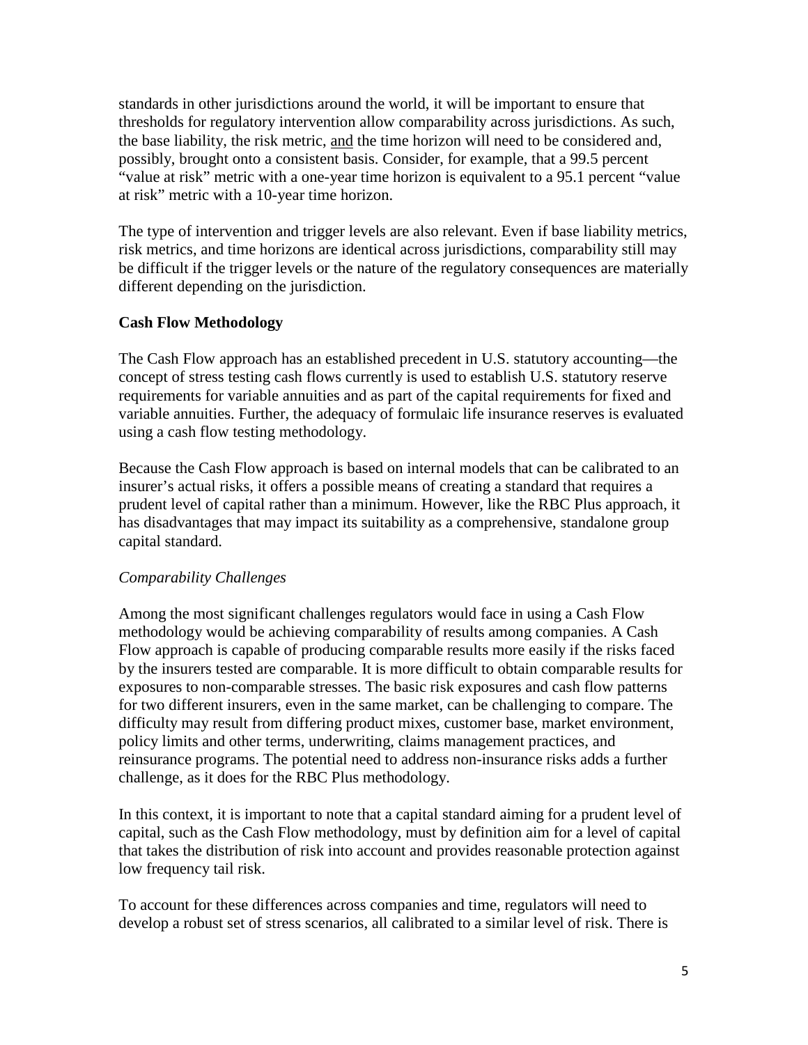standards in other jurisdictions around the world, it will be important to ensure that thresholds for regulatory intervention allow comparability across jurisdictions. As such, the base liability, the risk metric, and the time horizon will need to be considered and, possibly, brought onto a consistent basis. Consider, for example, that a 99.5 percent "value at risk" metric with a one-year time horizon is equivalent to a 95.1 percent "value at risk" metric with a 10-year time horizon.

The type of intervention and trigger levels are also relevant. Even if base liability metrics, risk metrics, and time horizons are identical across jurisdictions, comparability still may be difficult if the trigger levels or the nature of the regulatory consequences are materially different depending on the jurisdiction.

**Cash Flow Methodology**

The Cash Flow approach has an established precedent in U.S. statutory accounting—the concept of stress testing cash flows currently is used to establish U.S. statutory reserve requirements for variable annuities and as part of the capital requirements for fixed and variable annuities. Further, the adequacy of formulaic life insurance reserves is evaluated using a cash flow testing methodology.

Because the Cash Flow approach is based on internal models that can be calibrated to an insurer's actual risks, it offers a possible means of creating a standard that requires a prudent level of capital rather than a minimum. However, like the RBC Plus approach, it has disadvantages that may impact its suitability as a comprehensive, standalone group capital standard.

*Comparability Challenges*

Among the most significant challenges regulators would face in using a Cash Flow methodology would be achieving comparability of results among companies. A Cash Flow approach is capable of producing comparable results more easily if the risks faced by the insurers tested are comparable. It is more difficult to obtain comparable results for exposures to non-comparable stresses. The basic risk exposures and cash flow patterns for two different insurers, even in the same market, can be challenging to compare. The difficulty may result from differing product mixes, customer base, market environment, policy limits and other terms, underwriting, claims management practices, and reinsurance programs. The potential need to address non-insurance risks adds a further challenge, as it does for the RBC Plus methodology.

In this context, it is important to note that a capital standard aiming for a prudent level of capital, such as the Cash Flow methodology, must by definition aim for a level of capital that takes the distribution of risk into account and provides reasonable protection against low frequency tail risk.

To account for these differences across companies and time, regulators will need to develop a robust set of stress scenarios, all calibrated to a similar level of risk. There is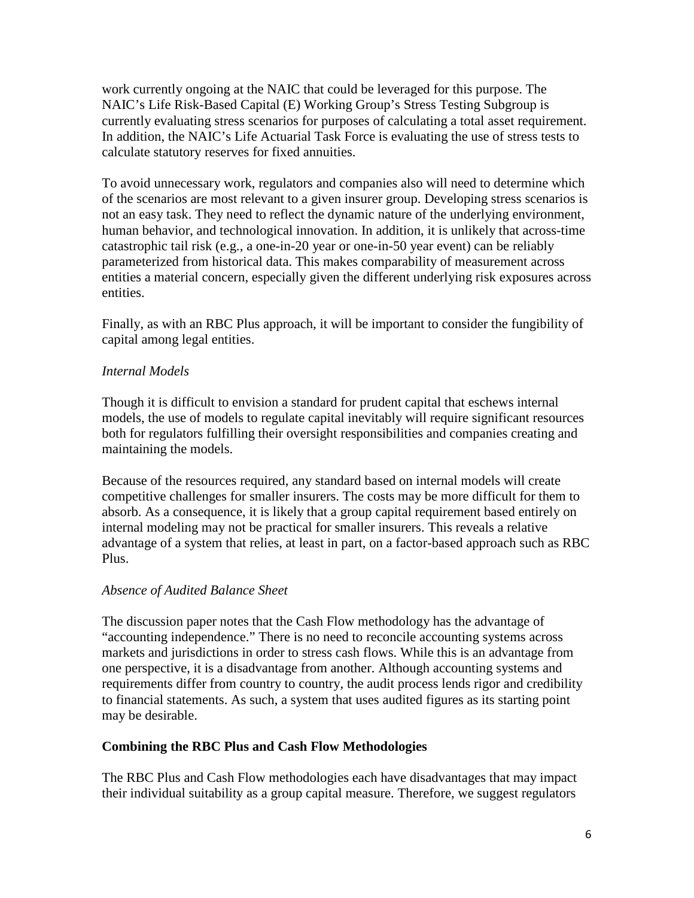work currently ongoing at the NAIC that could be leveraged for this purpose. The NAIC's Life Risk-Based Capital (E) Working Group's Stress Testing Subgroup is currently evaluating stress scenarios for purposes of calculating a total asset requirement. In addition, the NAIC's Life Actuarial Task Force is evaluating the use of stress tests to calculate statutory reserves for fixed annuities.

To avoid unnecessary work, regulators and companies also will need to determine which of the scenarios are most relevant to a given insurer group. Developing stress scenarios is not an easy task. They need to reflect the dynamic nature of the underlying environment, human behavior, and technological innovation. In addition, it is unlikely that across-time catastrophic tail risk (e.g., a one-in-20 year or one-in-50 year event) can be reliably parameterized from historical data. This makes comparability of measurement across entities a material concern, especially given the different underlying risk exposures across entities.

Finally, as with an RBC Plus approach, it will be important to consider the fungibility of capital among legal entities.

*Internal Models*

Though it is difficult to envision a standard for prudent capital that eschews internal models, the use of models to regulate capital inevitably will require significant resources both for regulators fulfilling their oversight responsibilities and companies creating and maintaining the models.

Because of the resources required, any standard based on internal models will create competitive challenges for smaller insurers. The costs may be more difficult for them to absorb. As a consequence, it is likely that a group capital requirement based entirely on internal modeling may not be practical for smaller insurers. This reveals a relative advantage of a system that relies, at least in part, on a factor-based approach such as RBC Plus.

*Absence of Audited Balance Sheet*

The discussion paper notes that the Cash Flow methodology has the advantage of "accounting independence." There is no need to reconcile accounting systems across markets and jurisdictions in order to stress cash flows. While this is an advantage from one perspective, it is a disadvantage from another. Although accounting systems and requirements differ from country to country, the audit process lends rigor and credibility to financial statements. As such, a system that uses audited figures as its starting point may be desirable.

**Combining the RBC Plus and Cash Flow Methodologies**

The RBC Plus and Cash Flow methodologies each have disadvantages that may impact their individual suitability as a group capital measure. Therefore, we suggest regulators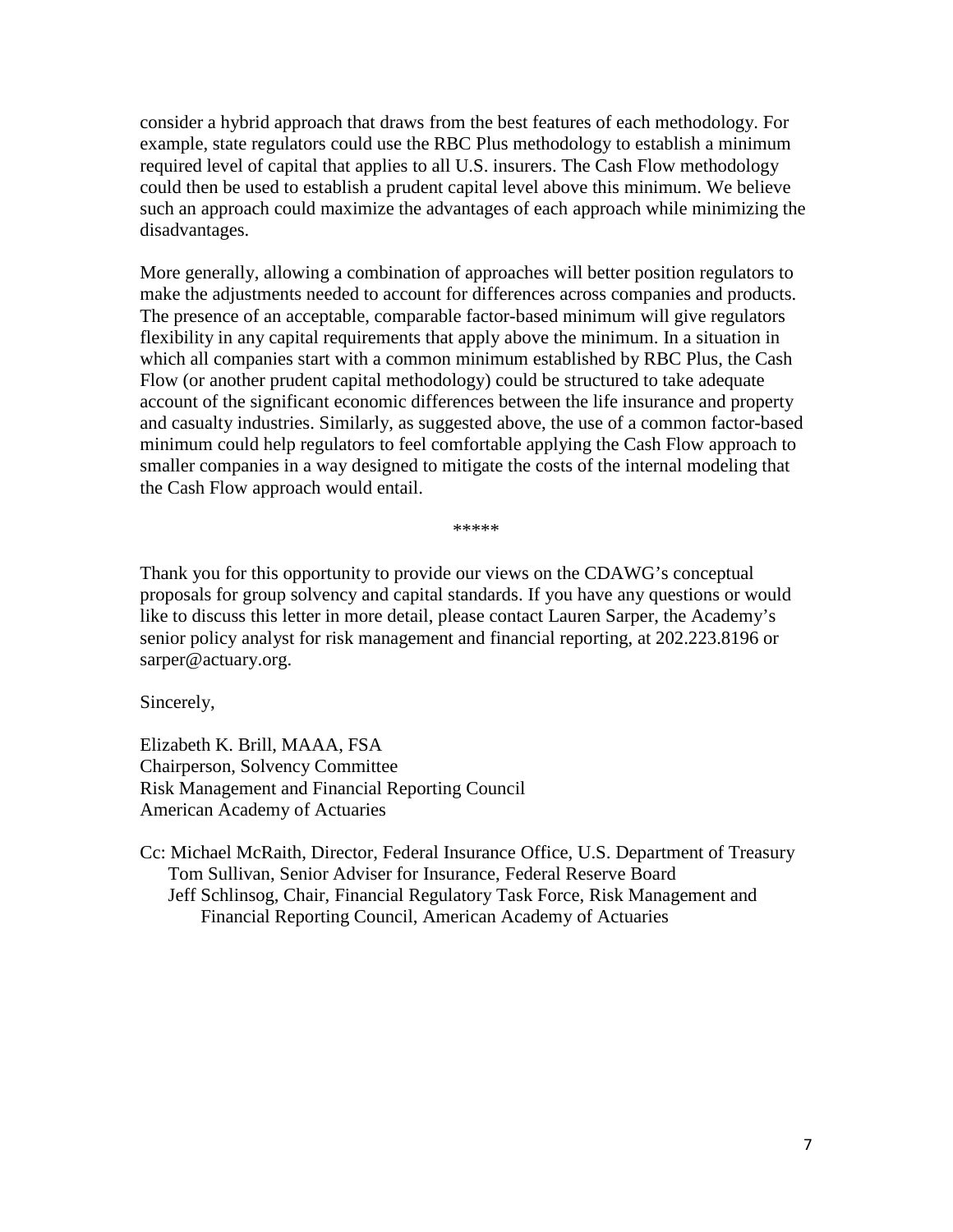consider a hybrid approach that draws from the best features of each methodology. For example, state regulators could use the RBC Plus methodology to establish a minimum required level of capital that applies to all U.S. insurers. The Cash Flow methodology could then be used to establish a prudent capital level above this minimum. We believe such an approach could maximize the advantages of each approach while minimizing the disadvantages.

More generally, allowing a combination of approaches will better position regulators to make the adjustments needed to account for differences across companies and products. The presence of an acceptable, comparable factor-based minimum will give regulators flexibility in any capital requirements that apply above the minimum. In a situation in which all companies start with a common minimum established by RBC Plus, the Cash Flow (or another prudent capital methodology) could be structured to take adequate account of the significant economic differences between the life insurance and property and casualty industries. Similarly, as suggested above, the use of a common factor-based minimum could help regulators to feel comfortable applying the Cash Flow approach to smaller companies in a way designed to mitigate the costs of the internal modeling that the Cash Flow approach would entail.

*****

Thank you for this opportunity to provide our views on the CDAWG's conceptual proposals for group solvency and capital standards. If you have any questions or would like to discuss this letter in more detail, please contact Lauren Sarper, the Academy's senior policy analyst for risk management and financial reporting, at 202.223.8196 or sarper@actuary.org.

Sincerely,

Elizabeth K. Brill, MAAA, FSA
Chairperson, Solvency Committee
Risk Management and Financial Reporting Council
American Academy of Actuaries

Cc: Michael McRaith, Director, Federal Insurance Office, U.S. Department of Treasury
Tom Sullivan, Senior Adviser for Insurance, Federal Reserve Board
Jeff Schlinsog, Chair, Financial Regulatory Task Force, Risk Management and Financial Reporting Council, American Academy of Actuaries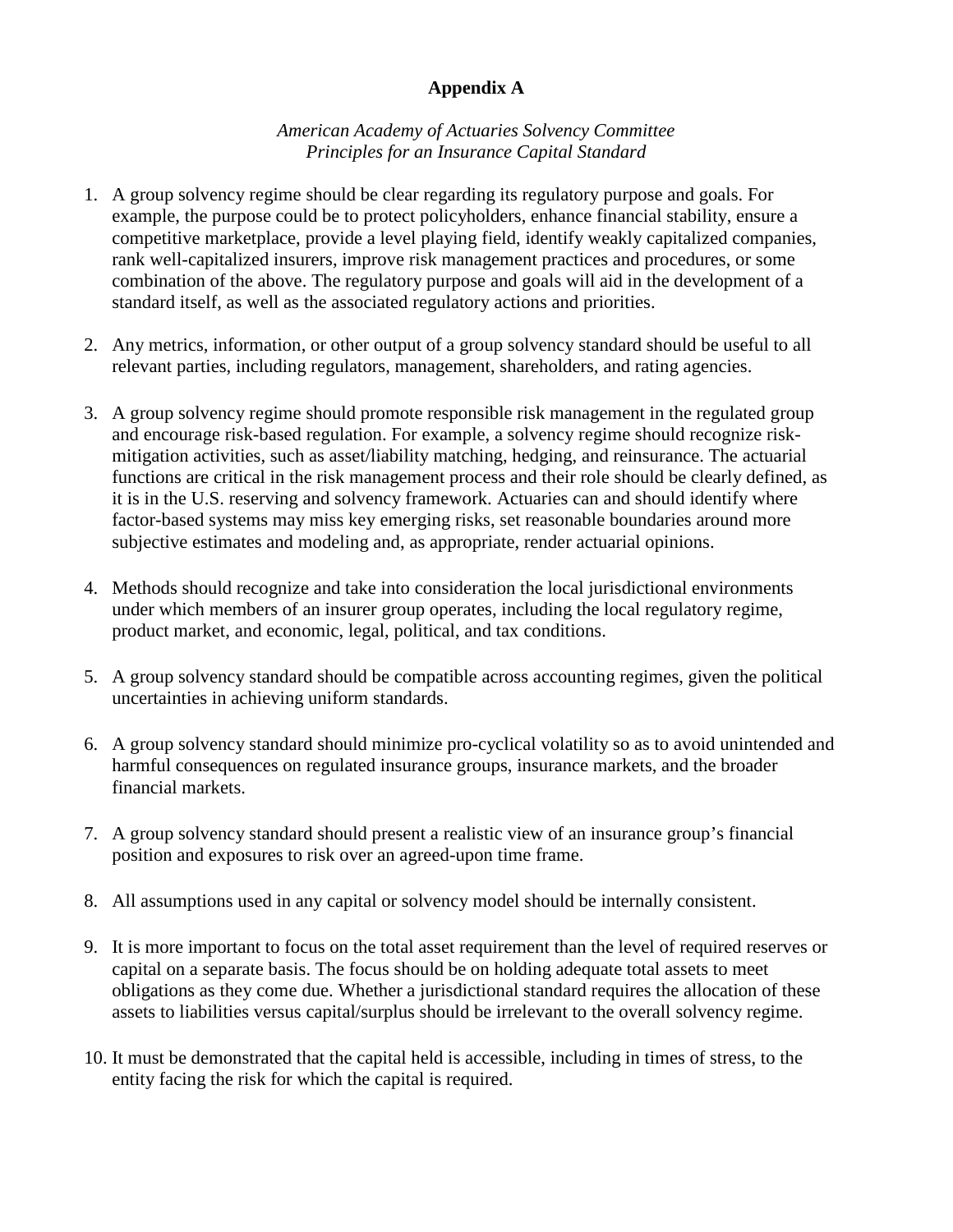**Appendix A**

*American Academy of Actuaries Solvency Committee*
*Principles for an Insurance Capital Standard*

1. A group solvency regime should be clear regarding its regulatory purpose and goals. For example, the purpose could be to protect policyholders, enhance financial stability, ensure a competitive marketplace, provide a level playing field, identify weakly capitalized companies, rank well-capitalized insurers, improve risk management practices and procedures, or some combination of the above. The regulatory purpose and goals will aid in the development of a standard itself, as well as the associated regulatory actions and priorities.

2. Any metrics, information, or other output of a group solvency standard should be useful to all relevant parties, including regulators, management, shareholders, and rating agencies.

3. A group solvency regime should promote responsible risk management in the regulated group and encourage risk-based regulation. For example, a solvency regime should recognize risk-mitigation activities, such as asset/liability matching, hedging, and reinsurance. The actuarial functions are critical in the risk management process and their role should be clearly defined, as it is in the U.S. reserving and solvency framework. Actuaries can and should identify where factor-based systems may miss key emerging risks, set reasonable boundaries around more subjective estimates and modeling and, as appropriate, render actuarial opinions.

4. Methods should recognize and take into consideration the local jurisdictional environments under which members of an insurer group operates, including the local regulatory regime, product market, and economic, legal, political, and tax conditions.

5. A group solvency standard should be compatible across accounting regimes, given the political uncertainties in achieving uniform standards.

6. A group solvency standard should minimize pro-cyclical volatility so as to avoid unintended and harmful consequences on regulated insurance groups, insurance markets, and the broader financial markets.

7. A group solvency standard should present a realistic view of an insurance group's financial position and exposures to risk over an agreed-upon time frame.

8. All assumptions used in any capital or solvency model should be internally consistent.

9. It is more important to focus on the total asset requirement than the level of required reserves or capital on a separate basis. The focus should be on holding adequate total assets to meet obligations as they come due. Whether a jurisdictional standard requires the allocation of these assets to liabilities versus capital/surplus should be irrelevant to the overall solvency regime.

10. It must be demonstrated that the capital held is accessible, including in times of stress, to the entity facing the risk for which the capital is required.